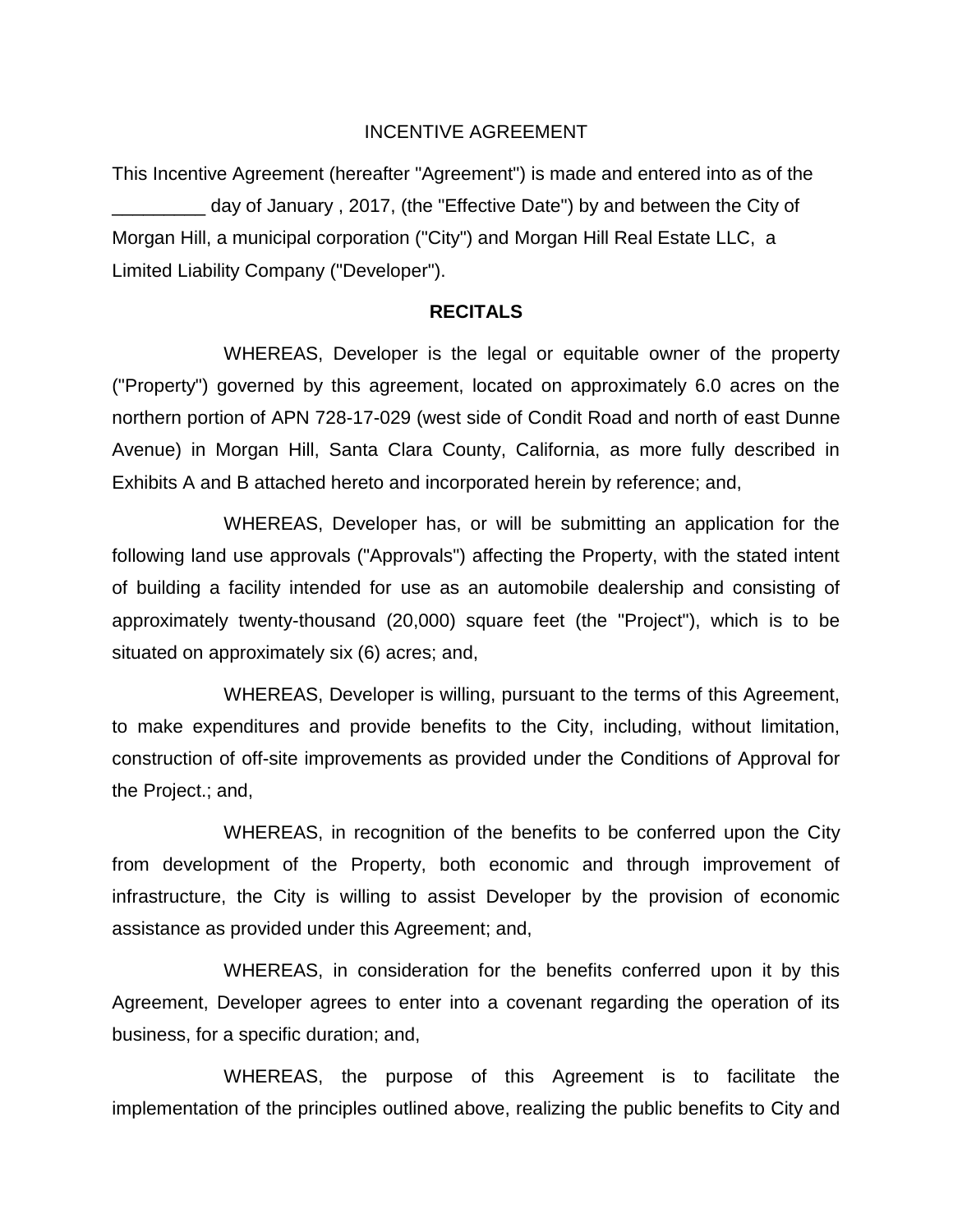# INCENTIVE AGREEMENT

This Incentive Agreement (hereafter "Agreement") is made and entered into as of the _________ day of January , 2017, (the "Effective Date") by and between the City of Morgan Hill, a municipal corporation ("City") and Morgan Hill Real Estate LLC, a Limited Liability Company ("Developer").

## RECITALS

WHEREAS, Developer is the legal or equitable owner of the property ("Property") governed by this agreement, located on approximately 6.0 acres on the northern portion of APN 728-17-029 (west side of Condit Road and north of east Dunne Avenue) in Morgan Hill, Santa Clara County, California, as more fully described in Exhibits A and B attached hereto and incorporated herein by reference; and,

WHEREAS, Developer has, or will be submitting an application for the following land use approvals ("Approvals") affecting the Property, with the stated intent of building a facility intended for use as an automobile dealership and consisting of approximately twenty-thousand (20,000) square feet (the "Project"), which is to be situated on approximately six (6) acres; and,

WHEREAS, Developer is willing, pursuant to the terms of this Agreement, to make expenditures and provide benefits to the City, including, without limitation, construction of off-site improvements as provided under the Conditions of Approval for the Project.; and,

WHEREAS, in recognition of the benefits to be conferred upon the City from development of the Property, both economic and through improvement of infrastructure, the City is willing to assist Developer by the provision of economic assistance as provided under this Agreement; and,

WHEREAS, in consideration for the benefits conferred upon it by this Agreement, Developer agrees to enter into a covenant regarding the operation of its business, for a specific duration; and,

WHEREAS, the purpose of this Agreement is to facilitate the implementation of the principles outlined above, realizing the public benefits to City and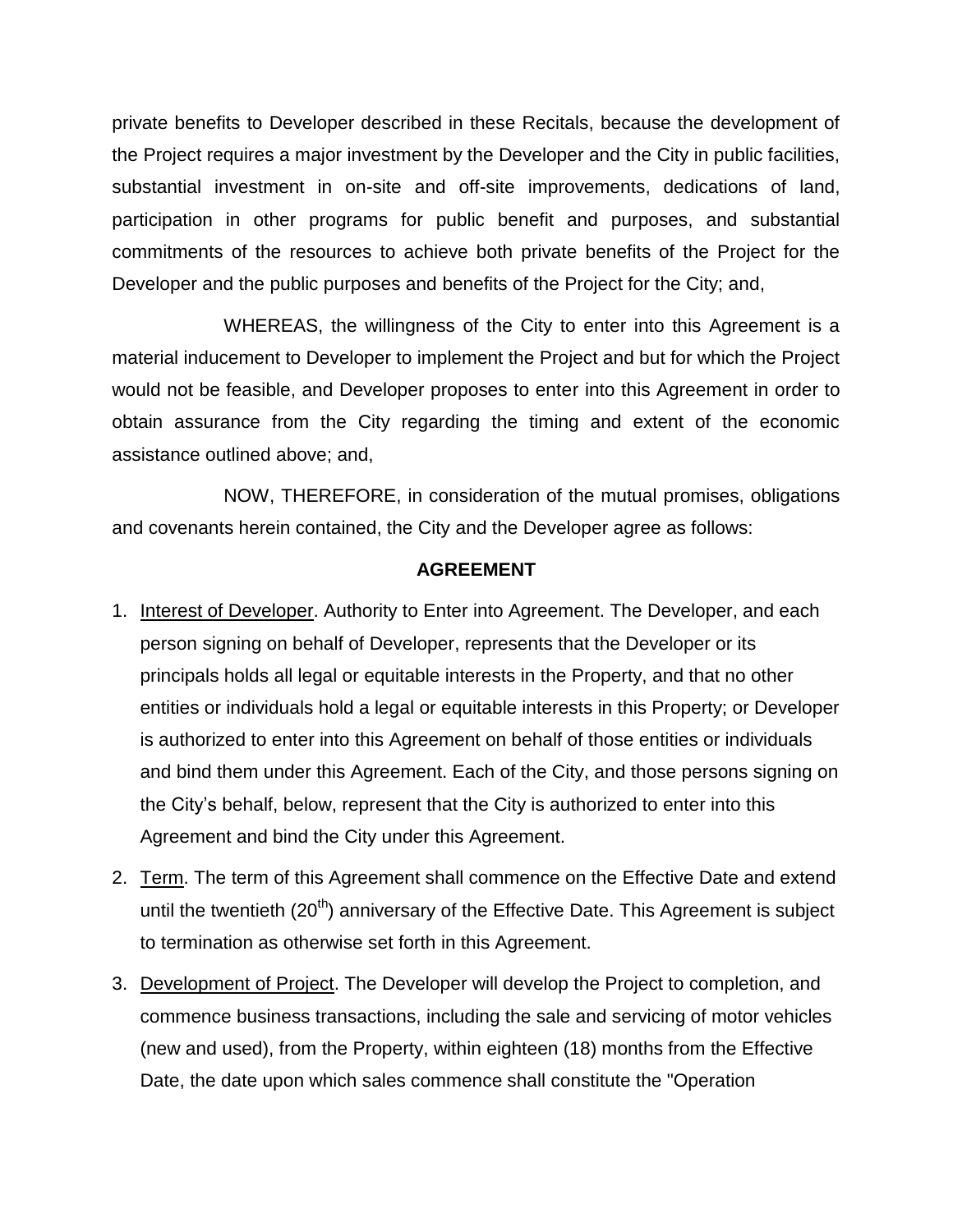private benefits to Developer described in these Recitals, because the development of the Project requires a major investment by the Developer and the City in public facilities, substantial investment in on-site and off-site improvements, dedications of land, participation in other programs for public benefit and purposes, and substantial commitments of the resources to achieve both private benefits of the Project for the Developer and the public purposes and benefits of the Project for the City; and,

WHEREAS, the willingness of the City to enter into this Agreement is a material inducement to Developer to implement the Project and but for which the Project would not be feasible, and Developer proposes to enter into this Agreement in order to obtain assurance from the City regarding the timing and extent of the economic assistance outlined above; and,

NOW, THEREFORE, in consideration of the mutual promises, obligations and covenants herein contained, the City and the Developer agree as follows:

**AGREEMENT**

1. Interest of Developer. Authority to Enter into Agreement. The Developer, and each person signing on behalf of Developer, represents that the Developer or its principals holds all legal or equitable interests in the Property, and that no other entities or individuals hold a legal or equitable interests in this Property; or Developer is authorized to enter into this Agreement on behalf of those entities or individuals and bind them under this Agreement. Each of the City, and those persons signing on the City's behalf, below, represent that the City is authorized to enter into this Agreement and bind the City under this Agreement.
2. Term. The term of this Agreement shall commence on the Effective Date and extend until the twentieth (20th) anniversary of the Effective Date. This Agreement is subject to termination as otherwise set forth in this Agreement.
3. Development of Project. The Developer will develop the Project to completion, and commence business transactions, including the sale and servicing of motor vehicles (new and used), from the Property, within eighteen (18) months from the Effective Date, the date upon which sales commence shall constitute the "Operation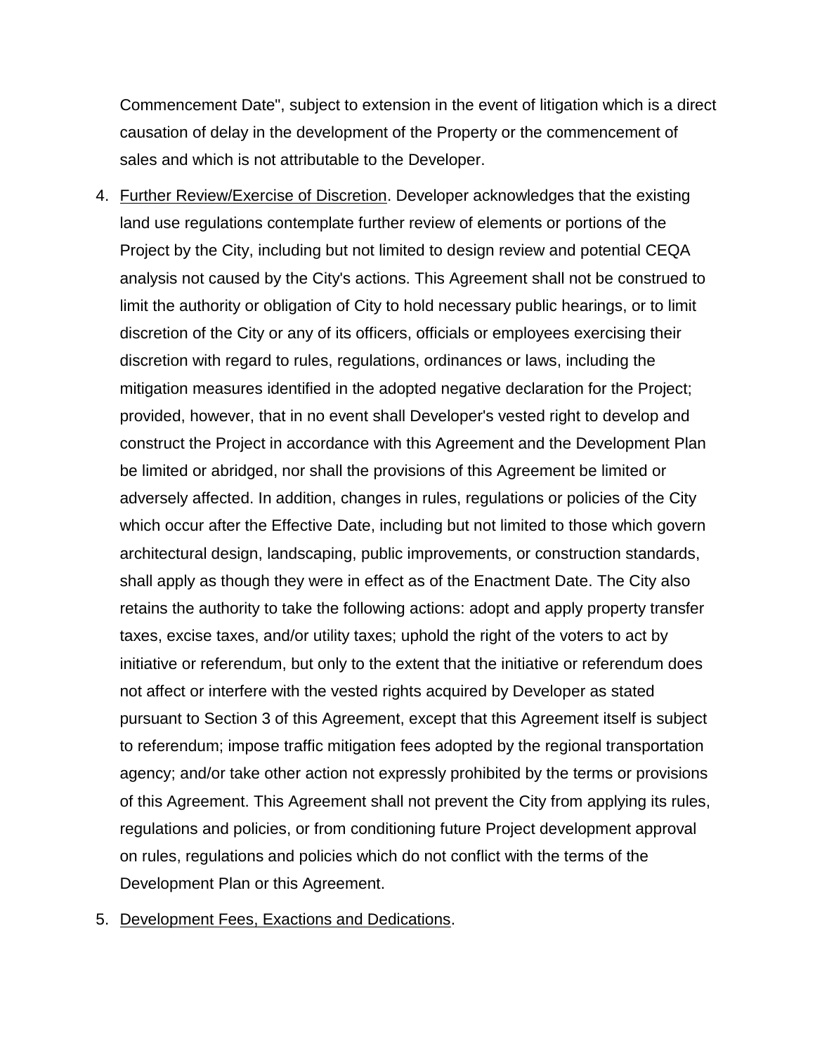Commencement Date", subject to extension in the event of litigation which is a direct causation of delay in the development of the Property or the commencement of sales and which is not attributable to the Developer.

4. Further Review/Exercise of Discretion. Developer acknowledges that the existing land use regulations contemplate further review of elements or portions of the Project by the City, including but not limited to design review and potential CEQA analysis not caused by the City's actions. This Agreement shall not be construed to limit the authority or obligation of City to hold necessary public hearings, or to limit discretion of the City or any of its officers, officials or employees exercising their discretion with regard to rules, regulations, ordinances or laws, including the mitigation measures identified in the adopted negative declaration for the Project; provided, however, that in no event shall Developer's vested right to develop and construct the Project in accordance with this Agreement and the Development Plan be limited or abridged, nor shall the provisions of this Agreement be limited or adversely affected. In addition, changes in rules, regulations or policies of the City which occur after the Effective Date, including but not limited to those which govern architectural design, landscaping, public improvements, or construction standards, shall apply as though they were in effect as of the Enactment Date. The City also retains the authority to take the following actions: adopt and apply property transfer taxes, excise taxes, and/or utility taxes; uphold the right of the voters to act by initiative or referendum, but only to the extent that the initiative or referendum does not affect or interfere with the vested rights acquired by Developer as stated pursuant to Section 3 of this Agreement, except that this Agreement itself is subject to referendum; impose traffic mitigation fees adopted by the regional transportation agency; and/or take other action not expressly prohibited by the terms or provisions of this Agreement. This Agreement shall not prevent the City from applying its rules, regulations and policies, or from conditioning future Project development approval on rules, regulations and policies which do not conflict with the terms of the Development Plan or this Agreement.

5. Development Fees, Exactions and Dedications.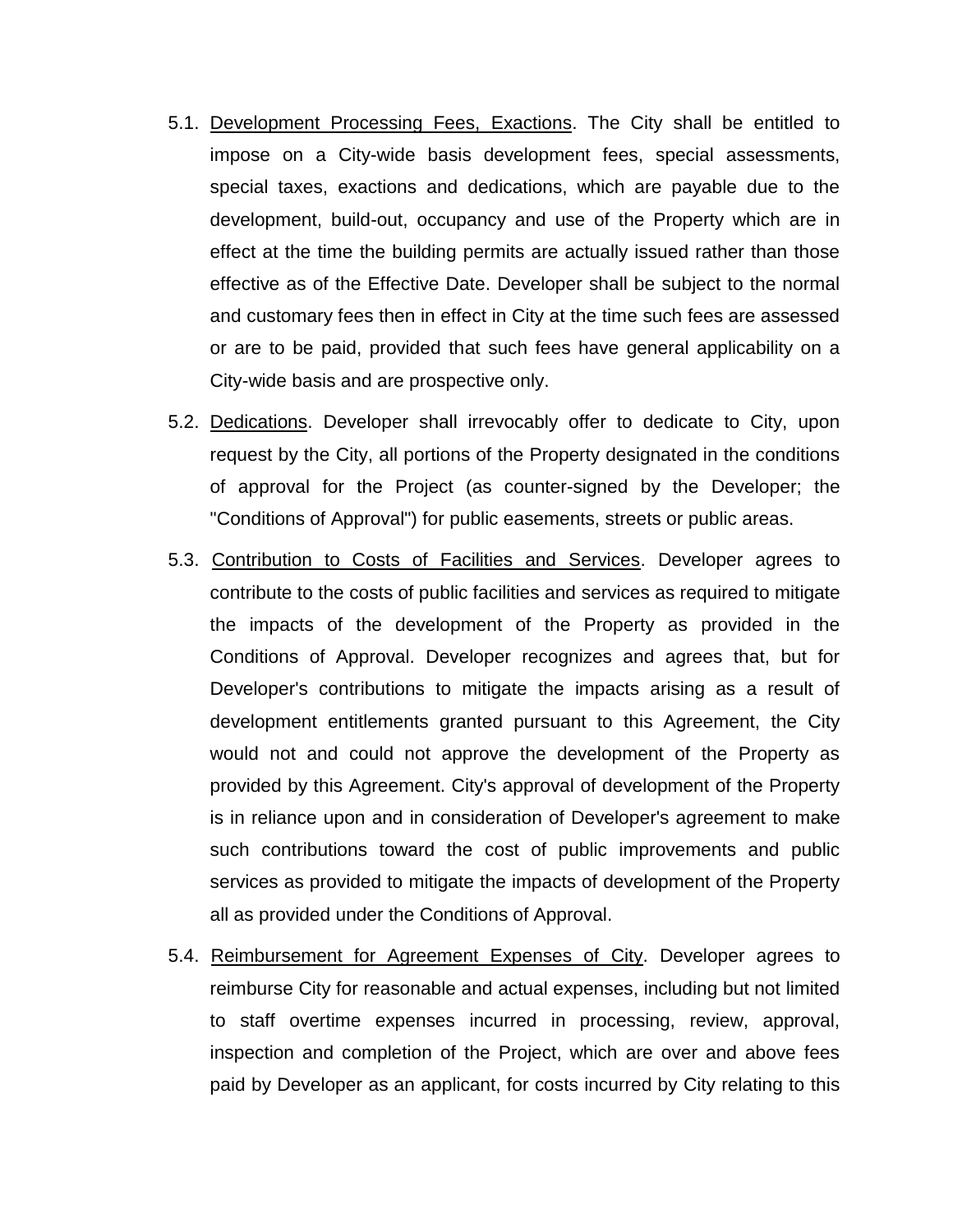5.1. <u>Development Processing Fees, Exactions</u>. The City shall be entitled to impose on a City-wide basis development fees, special assessments, special taxes, exactions and dedications, which are payable due to the development, build-out, occupancy and use of the Property which are in effect at the time the building permits are actually issued rather than those effective as of the Effective Date. Developer shall be subject to the normal and customary fees then in effect in City at the time such fees are assessed or are to be paid, provided that such fees have general applicability on a City-wide basis and are prospective only.

5.2. <u>Dedications</u>. Developer shall irrevocably offer to dedicate to City, upon request by the City, all portions of the Property designated in the conditions of approval for the Project (as counter-signed by the Developer; the "Conditions of Approval") for public easements, streets or public areas.

5.3. <u>Contribution to Costs of Facilities and Services</u>. Developer agrees to contribute to the costs of public facilities and services as required to mitigate the impacts of the development of the Property as provided in the Conditions of Approval. Developer recognizes and agrees that, but for Developer's contributions to mitigate the impacts arising as a result of development entitlements granted pursuant to this Agreement, the City would not and could not approve the development of the Property as provided by this Agreement. City's approval of development of the Property is in reliance upon and in consideration of Developer's agreement to make such contributions toward the cost of public improvements and public services as provided to mitigate the impacts of development of the Property all as provided under the Conditions of Approval.

5.4. <u>Reimbursement for Agreement Expenses of City</u>. Developer agrees to reimburse City for reasonable and actual expenses, including but not limited to staff overtime expenses incurred in processing, review, approval, inspection and completion of the Project, which are over and above fees paid by Developer as an applicant, for costs incurred by City relating to this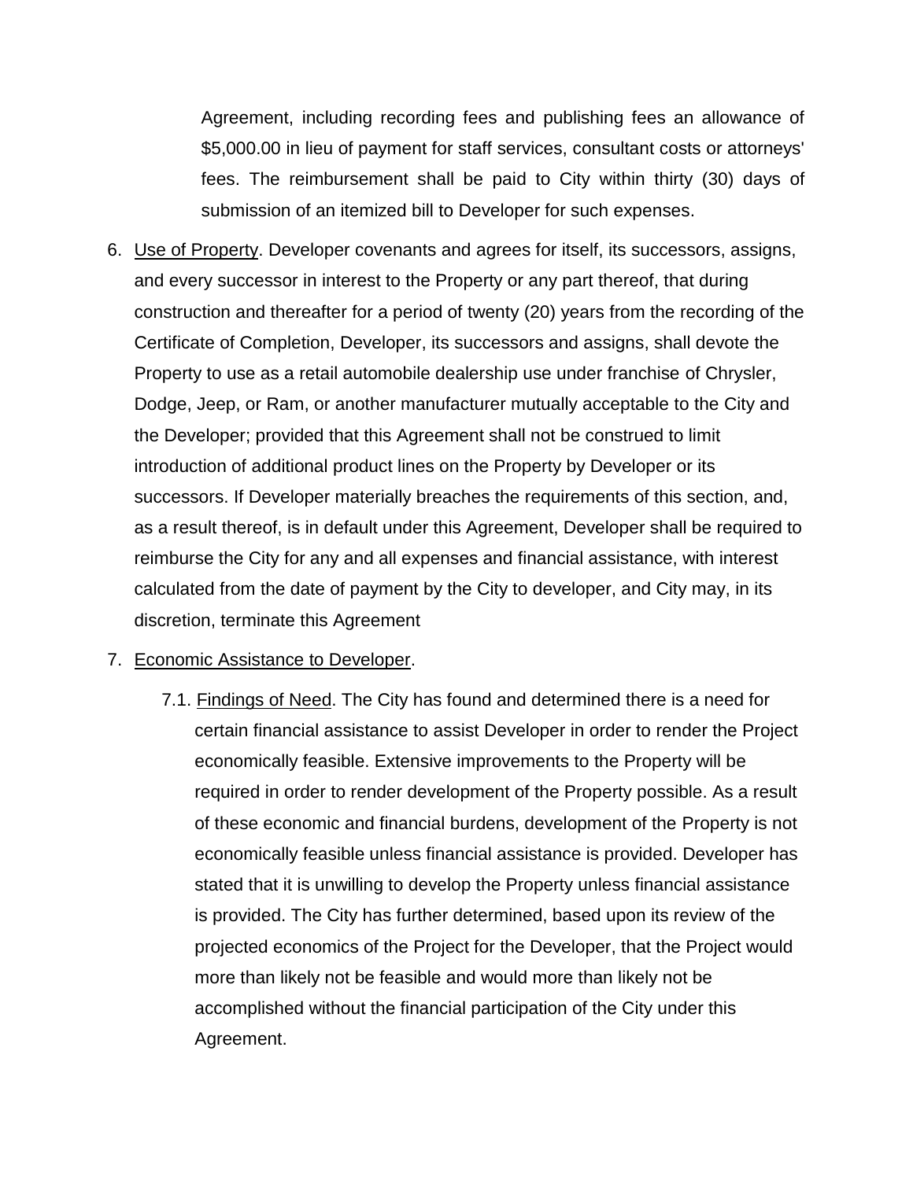Agreement, including recording fees and publishing fees an allowance of $5,000.00 in lieu of payment for staff services, consultant costs or attorneys' fees. The reimbursement shall be paid to City within thirty (30) days of submission of an itemized bill to Developer for such expenses.

6. Use of Property. Developer covenants and agrees for itself, its successors, assigns, and every successor in interest to the Property or any part thereof, that during construction and thereafter for a period of twenty (20) years from the recording of the Certificate of Completion, Developer, its successors and assigns, shall devote the Property to use as a retail automobile dealership use under franchise of Chrysler, Dodge, Jeep, or Ram, or another manufacturer mutually acceptable to the City and the Developer; provided that this Agreement shall not be construed to limit introduction of additional product lines on the Property by Developer or its successors. If Developer materially breaches the requirements of this section, and, as a result thereof, is in default under this Agreement, Developer shall be required to reimburse the City for any and all expenses and financial assistance, with interest calculated from the date of payment by the City to developer, and City may, in its discretion, terminate this Agreement

7. Economic Assistance to Developer.

   7.1. Findings of Need. The City has found and determined there is a need for certain financial assistance to assist Developer in order to render the Project economically feasible. Extensive improvements to the Property will be required in order to render development of the Property possible. As a result of these economic and financial burdens, development of the Property is not economically feasible unless financial assistance is provided. Developer has stated that it is unwilling to develop the Property unless financial assistance is provided. The City has further determined, based upon its review of the projected economics of the Project for the Developer, that the Project would more than likely not be feasible and would more than likely not be accomplished without the financial participation of the City under this Agreement.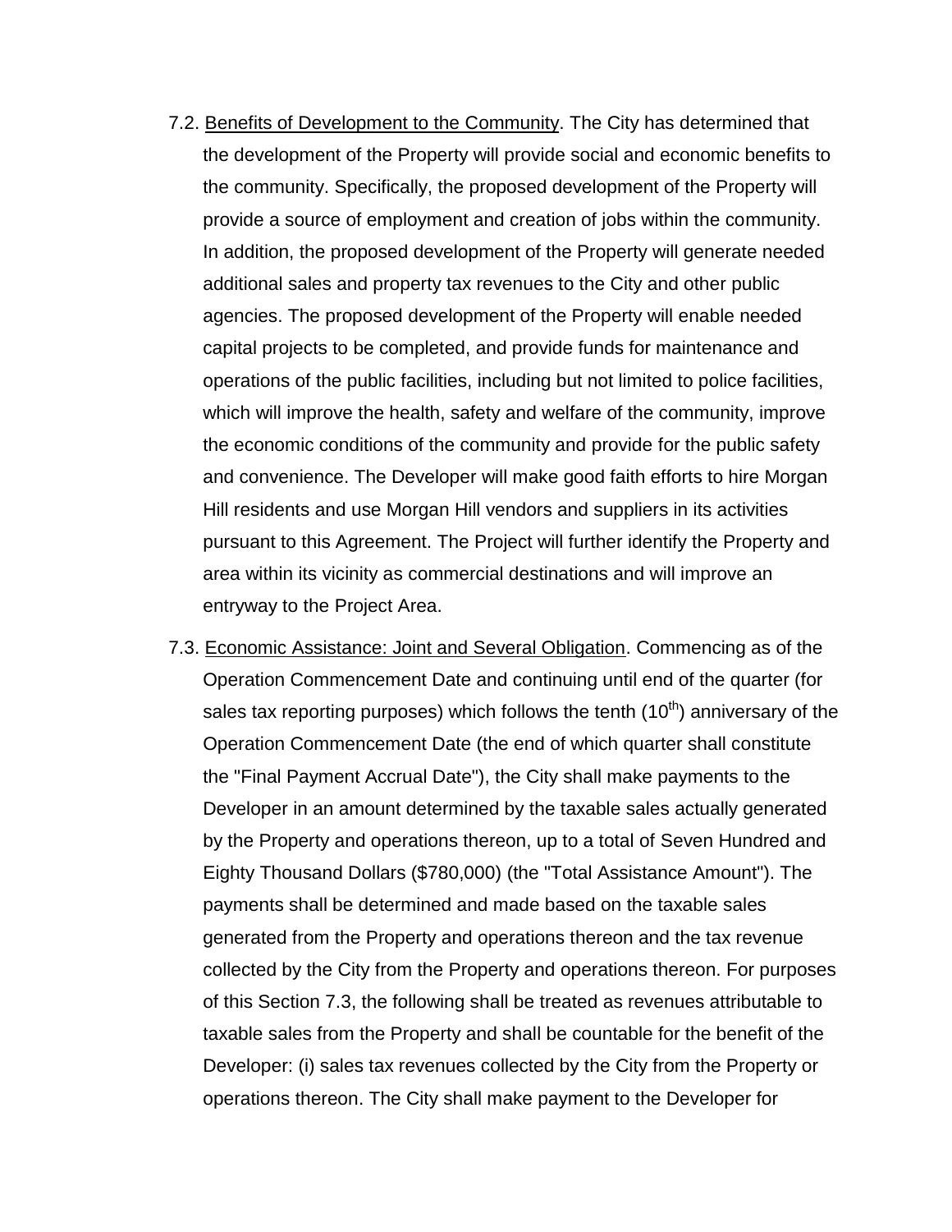7.2. Benefits of Development to the Community. The City has determined that the development of the Property will provide social and economic benefits to the community. Specifically, the proposed development of the Property will provide a source of employment and creation of jobs within the community. In addition, the proposed development of the Property will generate needed additional sales and property tax revenues to the City and other public agencies. The proposed development of the Property will enable needed capital projects to be completed, and provide funds for maintenance and operations of the public facilities, including but not limited to police facilities, which will improve the health, safety and welfare of the community, improve the economic conditions of the community and provide for the public safety and convenience. The Developer will make good faith efforts to hire Morgan Hill residents and use Morgan Hill vendors and suppliers in its activities pursuant to this Agreement. The Project will further identify the Property and area within its vicinity as commercial destinations and will improve an entryway to the Project Area.

7.3. Economic Assistance: Joint and Several Obligation. Commencing as of the Operation Commencement Date and continuing until end of the quarter (for sales tax reporting purposes) which follows the tenth ($10^{th}$) anniversary of the Operation Commencement Date (the end of which quarter shall constitute the "Final Payment Accrual Date"), the City shall make payments to the Developer in an amount determined by the taxable sales actually generated by the Property and operations thereon, up to a total of Seven Hundred and Eighty Thousand Dollars ($780,000) (the "Total Assistance Amount"). The payments shall be determined and made based on the taxable sales generated from the Property and operations thereon and the tax revenue collected by the City from the Property and operations thereon. For purposes of this Section 7.3, the following shall be treated as revenues attributable to taxable sales from the Property and shall be countable for the benefit of the Developer: (i) sales tax revenues collected by the City from the Property or operations thereon. The City shall make payment to the Developer for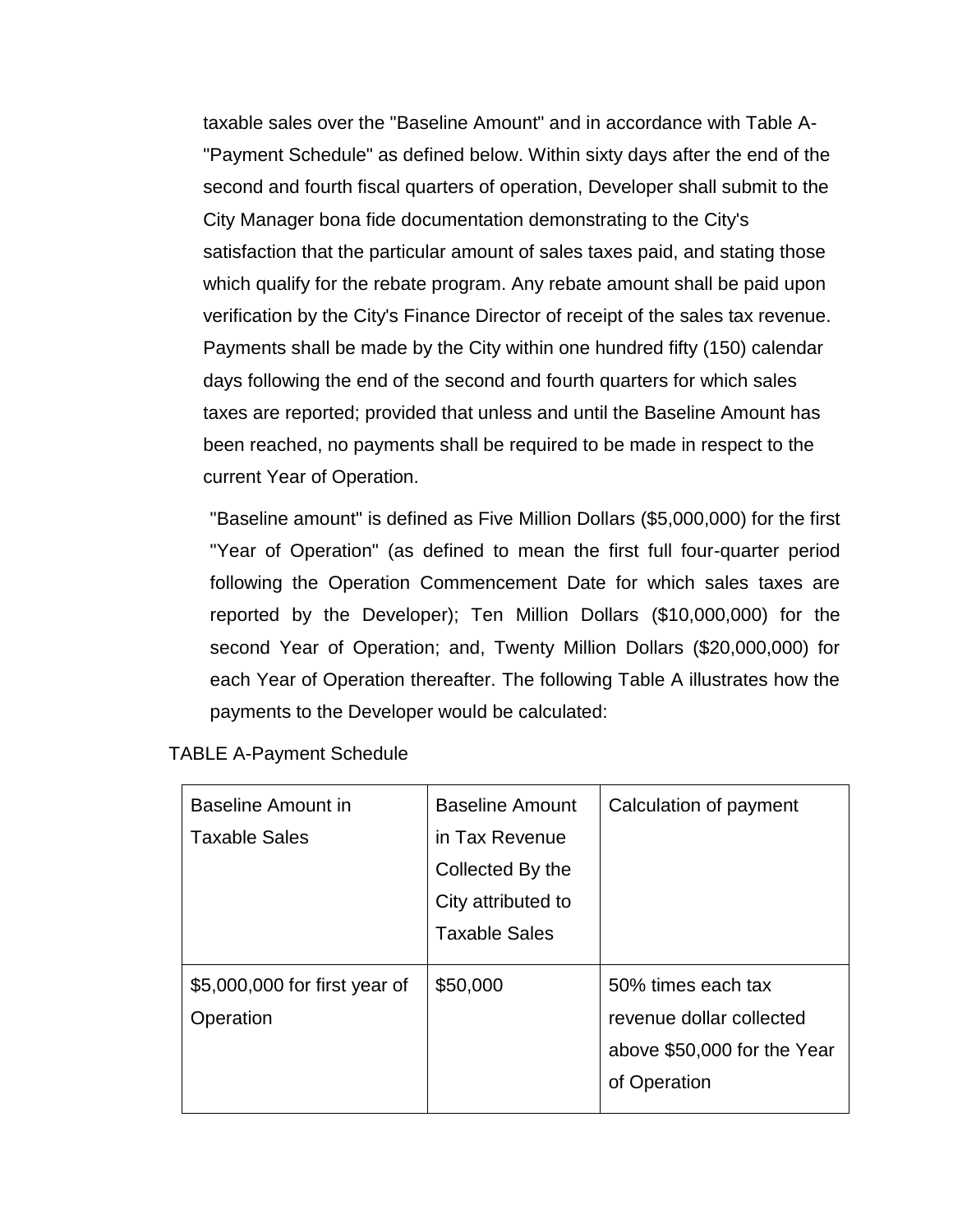taxable sales over the "Baseline Amount" and in accordance with Table A-"Payment Schedule" as defined below. Within sixty days after the end of the second and fourth fiscal quarters of operation, Developer shall submit to the City Manager bona fide documentation demonstrating to the City's satisfaction that the particular amount of sales taxes paid, and stating those which qualify for the rebate program. Any rebate amount shall be paid upon verification by the City's Finance Director of receipt of the sales tax revenue. Payments shall be made by the City within one hundred fifty (150) calendar days following the end of the second and fourth quarters for which sales taxes are reported; provided that unless and until the Baseline Amount has been reached, no payments shall be required to be made in respect to the current Year of Operation.

"Baseline amount" is defined as Five Million Dollars ($5,000,000) for the first "Year of Operation" (as defined to mean the first full four-quarter period following the Operation Commencement Date for which sales taxes are reported by the Developer); Ten Million Dollars ($10,000,000) for the second Year of Operation; and, Twenty Million Dollars ($20,000,000) for each Year of Operation thereafter. The following Table A illustrates how the payments to the Developer would be calculated:

TABLE A-Payment Schedule

| Baseline Amount in Taxable Sales | Baseline Amount in Tax Revenue Collected By the City attributed to Taxable Sales | Calculation of payment |
|---|---|---|
| $5,000,000 for first year of Operation | $50,000 | 50% times each tax revenue dollar collected above $50,000 for the Year of Operation |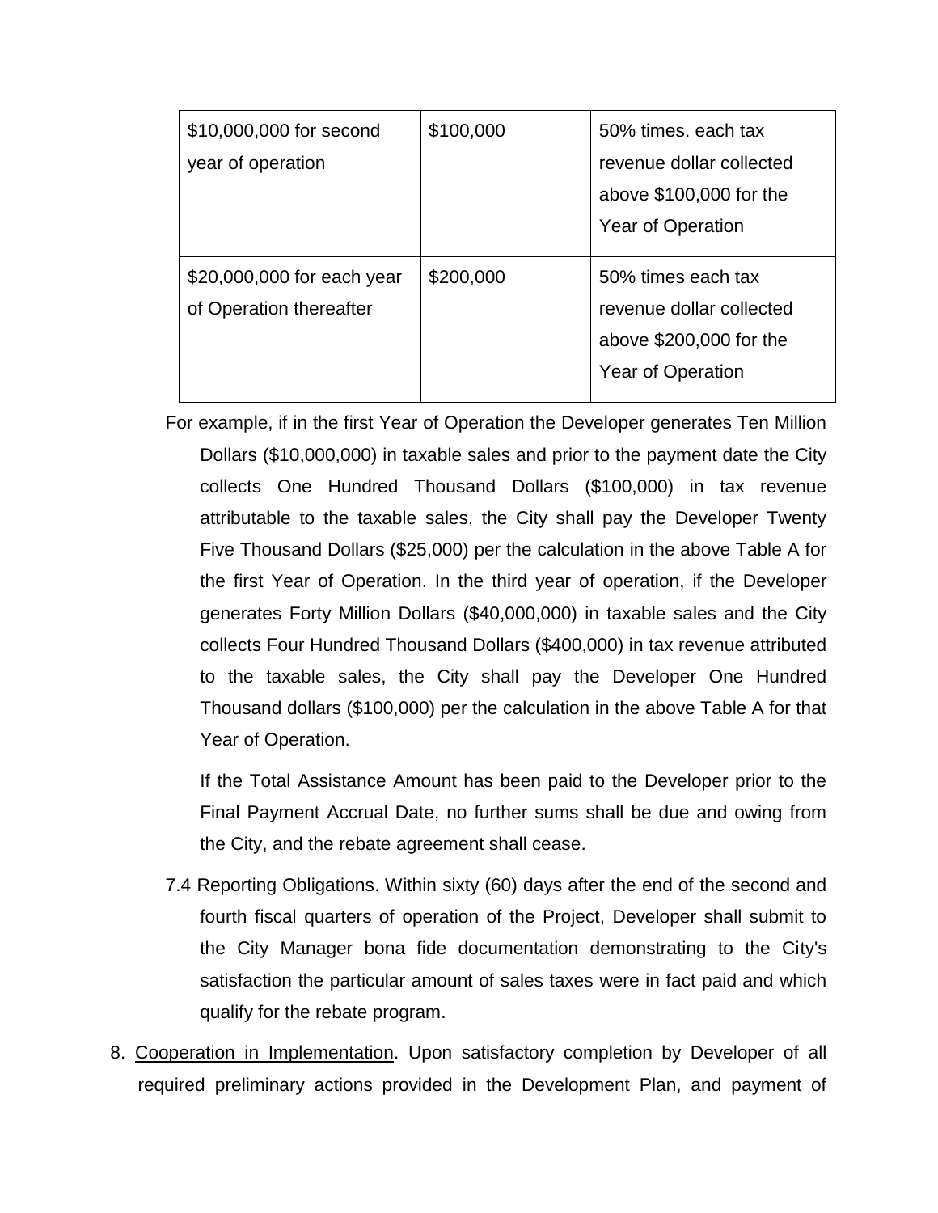| | | |
|---|---|---|
| \$10,000,000 for second year of operation | \$100,000 | 50% times. each tax revenue dollar collected above \$100,000 for the Year of Operation |
| \$20,000,000 for each year of Operation thereafter | \$200,000 | 50% times each tax revenue dollar collected above \$200,000 for the Year of Operation |

For example, if in the first Year of Operation the Developer generates Ten Million Dollars (\$10,000,000) in taxable sales and prior to the payment date the City collects One Hundred Thousand Dollars (\$100,000) in tax revenue attributable to the taxable sales, the City shall pay the Developer Twenty Five Thousand Dollars (\$25,000) per the calculation in the above Table A for the first Year of Operation. In the third year of operation, if the Developer generates Forty Million Dollars (\$40,000,000) in taxable sales and the City collects Four Hundred Thousand Dollars (\$400,000) in tax revenue attributed to the taxable sales, the City shall pay the Developer One Hundred Thousand dollars (\$100,000) per the calculation in the above Table A for that Year of Operation.

If the Total Assistance Amount has been paid to the Developer prior to the Final Payment Accrual Date, no further sums shall be due and owing from the City, and the rebate agreement shall cease.

7.4 Reporting Obligations. Within sixty (60) days after the end of the second and fourth fiscal quarters of operation of the Project, Developer shall submit to the City Manager bona fide documentation demonstrating to the City's satisfaction the particular amount of sales taxes were in fact paid and which qualify for the rebate program.

8. Cooperation in Implementation. Upon satisfactory completion by Developer of all required preliminary actions provided in the Development Plan, and payment of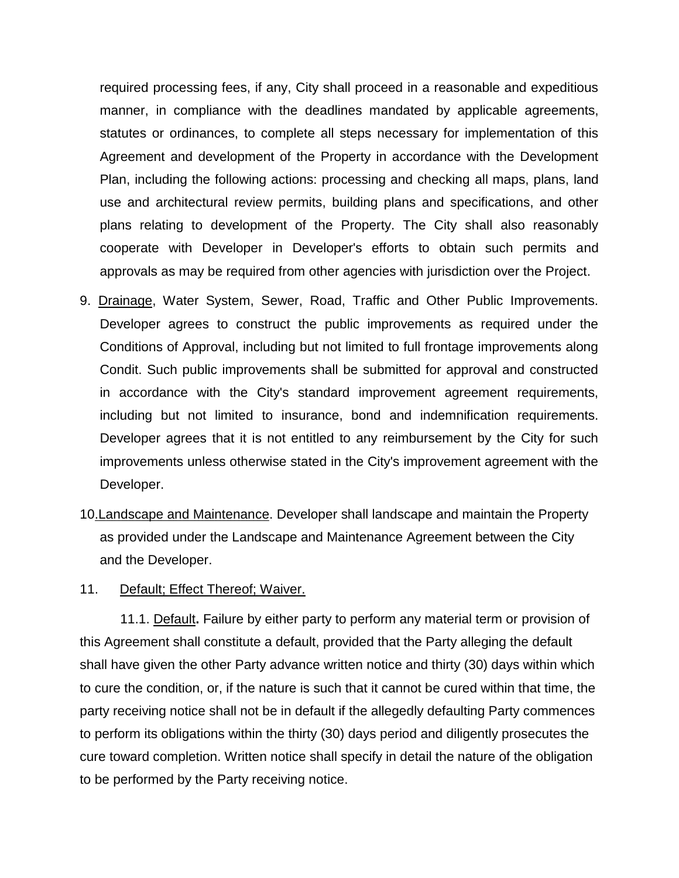required processing fees, if any, City shall proceed in a reasonable and expeditious manner, in compliance with the deadlines mandated by applicable agreements, statutes or ordinances, to complete all steps necessary for implementation of this Agreement and development of the Property in accordance with the Development Plan, including the following actions: processing and checking all maps, plans, land use and architectural review permits, building plans and specifications, and other plans relating to development of the Property. The City shall also reasonably cooperate with Developer in Developer's efforts to obtain such permits and approvals as may be required from other agencies with jurisdiction over the Project.

9. Drainage, Water System, Sewer, Road, Traffic and Other Public Improvements. Developer agrees to construct the public improvements as required under the Conditions of Approval, including but not limited to full frontage improvements along Condit. Such public improvements shall be submitted for approval and constructed in accordance with the City's standard improvement agreement requirements, including but not limited to insurance, bond and indemnification requirements. Developer agrees that it is not entitled to any reimbursement by the City for such improvements unless otherwise stated in the City's improvement agreement with the Developer.

10. Landscape and Maintenance. Developer shall landscape and maintain the Property as provided under the Landscape and Maintenance Agreement between the City and the Developer.

11. Default; Effect Thereof; Waiver.

11.1. Default**.** Failure by either party to perform any material term or provision of this Agreement shall constitute a default, provided that the Party alleging the default shall have given the other Party advance written notice and thirty (30) days within which to cure the condition, or, if the nature is such that it cannot be cured within that time, the party receiving notice shall not be in default if the allegedly defaulting Party commences to perform its obligations within the thirty (30) days period and diligently prosecutes the cure toward completion. Written notice shall specify in detail the nature of the obligation to be performed by the Party receiving notice.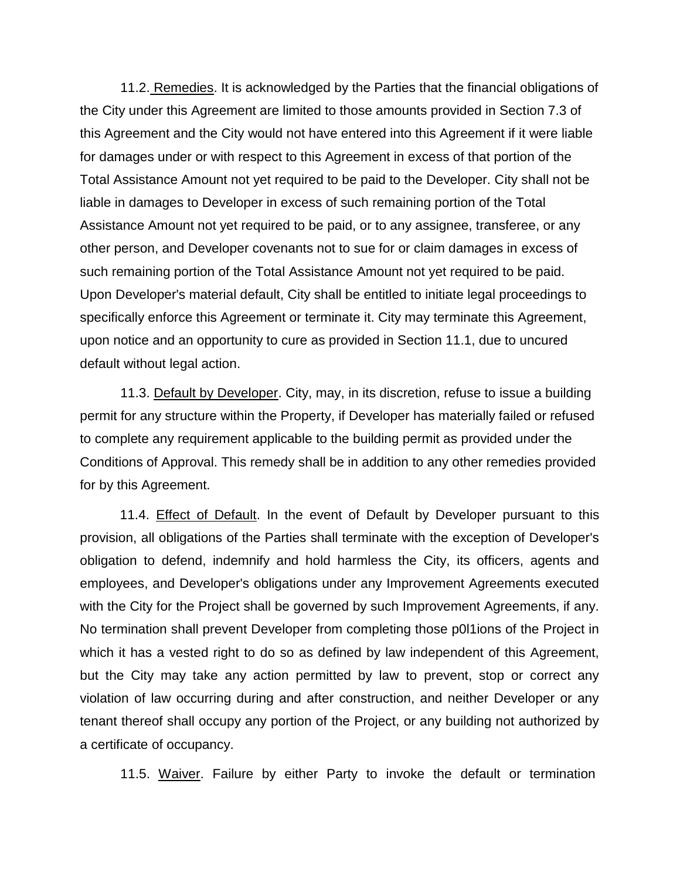11.2. Remedies. It is acknowledged by the Parties that the financial obligations of the City under this Agreement are limited to those amounts provided in Section 7.3 of this Agreement and the City would not have entered into this Agreement if it were liable for damages under or with respect to this Agreement in excess of that portion of the Total Assistance Amount not yet required to be paid to the Developer. City shall not be liable in damages to Developer in excess of such remaining portion of the Total Assistance Amount not yet required to be paid, or to any assignee, transferee, or any other person, and Developer covenants not to sue for or claim damages in excess of such remaining portion of the Total Assistance Amount not yet required to be paid. Upon Developer's material default, City shall be entitled to initiate legal proceedings to specifically enforce this Agreement or terminate it. City may terminate this Agreement, upon notice and an opportunity to cure as provided in Section 11.1, due to uncured default without legal action.

11.3. Default by Developer. City, may, in its discretion, refuse to issue a building permit for any structure within the Property, if Developer has materially failed or refused to complete any requirement applicable to the building permit as provided under the Conditions of Approval. This remedy shall be in addition to any other remedies provided for by this Agreement.

11.4. Effect of Default. In the event of Default by Developer pursuant to this provision, all obligations of the Parties shall terminate with the exception of Developer's obligation to defend, indemnify and hold harmless the City, its officers, agents and employees, and Developer's obligations under any Improvement Agreements executed with the City for the Project shall be governed by such Improvement Agreements, if any. No termination shall prevent Developer from completing those p0l1ions of the Project in which it has a vested right to do so as defined by law independent of this Agreement, but the City may take any action permitted by law to prevent, stop or correct any violation of law occurring during and after construction, and neither Developer or any tenant thereof shall occupy any portion of the Project, or any building not authorized by a certificate of occupancy.

11.5. Waiver. Failure by either Party to invoke the default or termination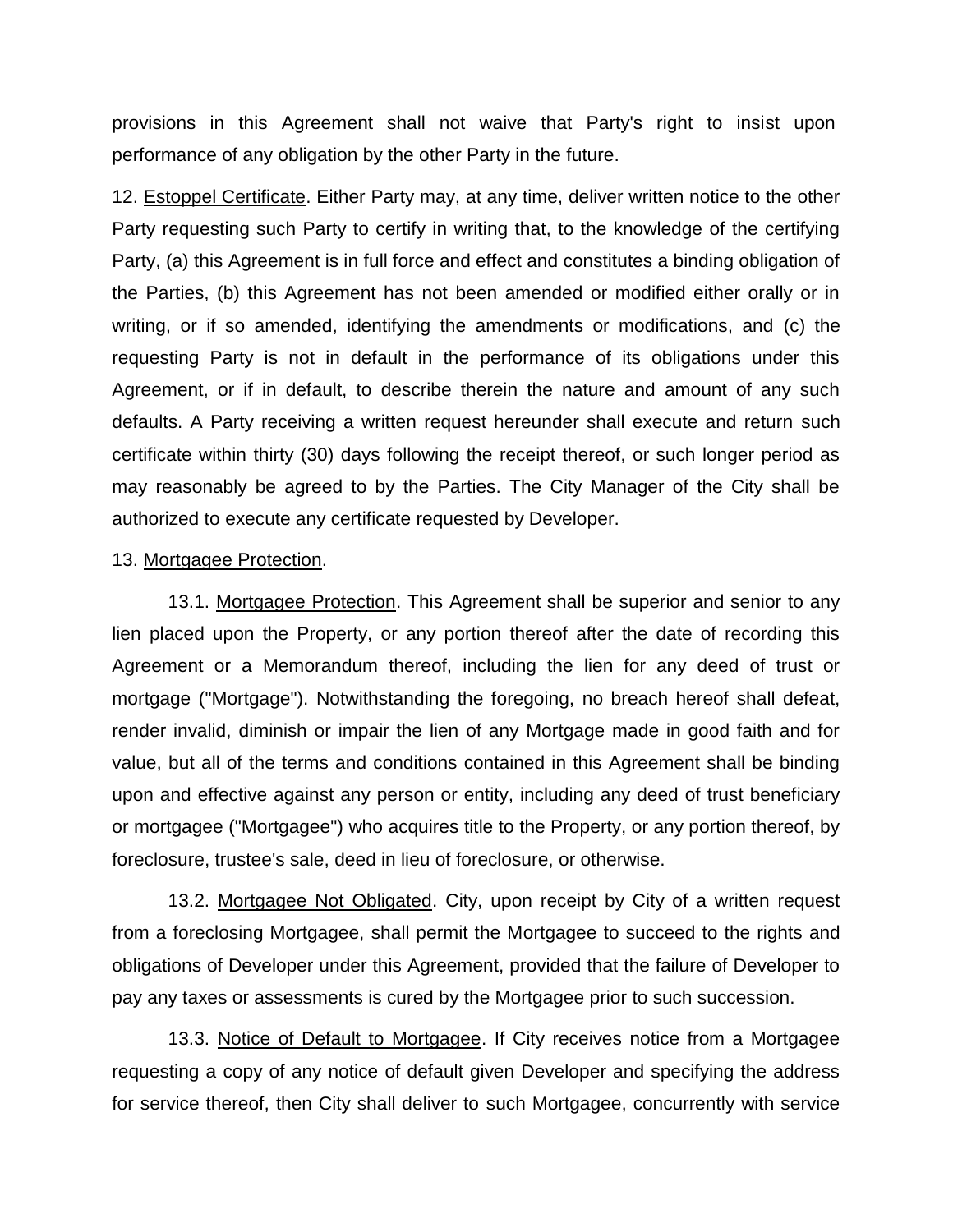provisions in this Agreement shall not waive that Party's right to insist upon performance of any obligation by the other Party in the future.

12. Estoppel Certificate. Either Party may, at any time, deliver written notice to the other Party requesting such Party to certify in writing that, to the knowledge of the certifying Party, (a) this Agreement is in full force and effect and constitutes a binding obligation of the Parties, (b) this Agreement has not been amended or modified either orally or in writing, or if so amended, identifying the amendments or modifications, and (c) the requesting Party is not in default in the performance of its obligations under this Agreement, or if in default, to describe therein the nature and amount of any such defaults. A Party receiving a written request hereunder shall execute and return such certificate within thirty (30) days following the receipt thereof, or such longer period as may reasonably be agreed to by the Parties. The City Manager of the City shall be authorized to execute any certificate requested by Developer.

13. Mortgagee Protection.

13.1. Mortgagee Protection. This Agreement shall be superior and senior to any lien placed upon the Property, or any portion thereof after the date of recording this Agreement or a Memorandum thereof, including the lien for any deed of trust or mortgage ("Mortgage"). Notwithstanding the foregoing, no breach hereof shall defeat, render invalid, diminish or impair the lien of any Mortgage made in good faith and for value, but all of the terms and conditions contained in this Agreement shall be binding upon and effective against any person or entity, including any deed of trust beneficiary or mortgagee ("Mortgagee") who acquires title to the Property, or any portion thereof, by foreclosure, trustee's sale, deed in lieu of foreclosure, or otherwise.

13.2. Mortgagee Not Obligated. City, upon receipt by City of a written request from a foreclosing Mortgagee, shall permit the Mortgagee to succeed to the rights and obligations of Developer under this Agreement, provided that the failure of Developer to pay any taxes or assessments is cured by the Mortgagee prior to such succession.

13.3. Notice of Default to Mortgagee. If City receives notice from a Mortgagee requesting a copy of any notice of default given Developer and specifying the address for service thereof, then City shall deliver to such Mortgagee, concurrently with service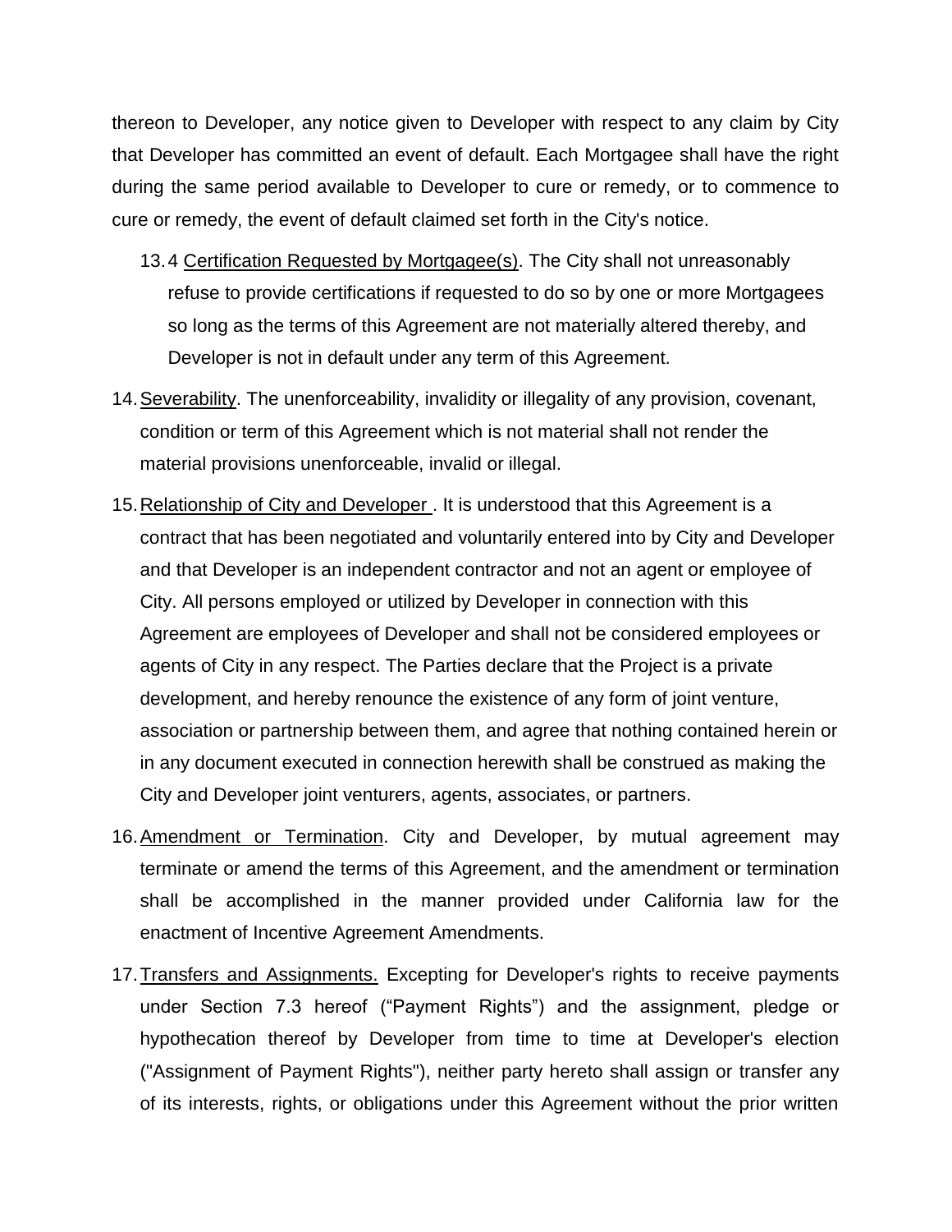thereon to Developer, any notice given to Developer with respect to any claim by City that Developer has committed an event of default. Each Mortgagee shall have the right during the same period available to Developer to cure or remedy, or to commence to cure or remedy, the event of default claimed set forth in the City's notice.

13.4 Certification Requested by Mortgagee(s). The City shall not unreasonably refuse to provide certifications if requested to do so by one or more Mortgagees so long as the terms of this Agreement are not materially altered thereby, and Developer is not in default under any term of this Agreement.

14. Severability. The unenforceability, invalidity or illegality of any provision, covenant, condition or term of this Agreement which is not material shall not render the material provisions unenforceable, invalid or illegal.

15. Relationship of City and Developer . It is understood that this Agreement is a contract that has been negotiated and voluntarily entered into by City and Developer and that Developer is an independent contractor and not an agent or employee of City. All persons employed or utilized by Developer in connection with this Agreement are employees of Developer and shall not be considered employees or agents of City in any respect. The Parties declare that the Project is a private development, and hereby renounce the existence of any form of joint venture, association or partnership between them, and agree that nothing contained herein or in any document executed in connection herewith shall be construed as making the City and Developer joint venturers, agents, associates, or partners.

16. Amendment or Termination. City and Developer, by mutual agreement may terminate or amend the terms of this Agreement, and the amendment or termination shall be accomplished in the manner provided under California law for the enactment of Incentive Agreement Amendments.

17. Transfers and Assignments. Excepting for Developer's rights to receive payments under Section 7.3 hereof ("Payment Rights") and the assignment, pledge or hypothecation thereof by Developer from time to time at Developer's election ("Assignment of Payment Rights"), neither party hereto shall assign or transfer any of its interests, rights, or obligations under this Agreement without the prior written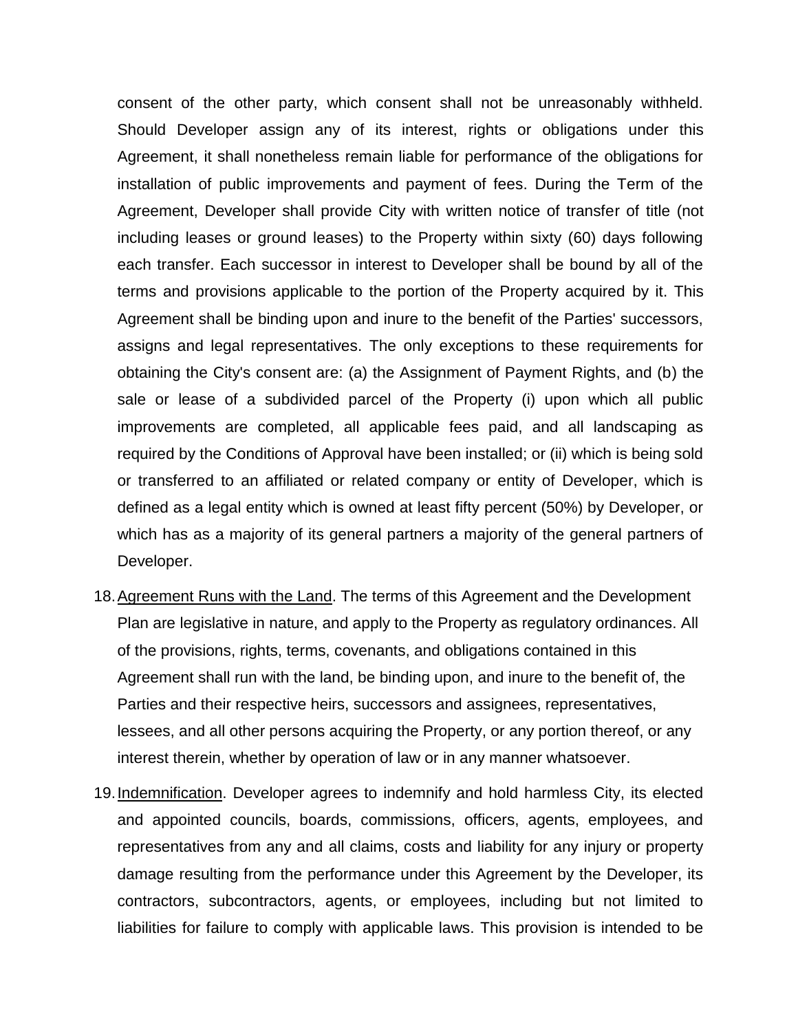consent of the other party, which consent shall not be unreasonably withheld. Should Developer assign any of its interest, rights or obligations under this Agreement, it shall nonetheless remain liable for performance of the obligations for installation of public improvements and payment of fees. During the Term of the Agreement, Developer shall provide City with written notice of transfer of title (not including leases or ground leases) to the Property within sixty (60) days following each transfer. Each successor in interest to Developer shall be bound by all of the terms and provisions applicable to the portion of the Property acquired by it. This Agreement shall be binding upon and inure to the benefit of the Parties' successors, assigns and legal representatives. The only exceptions to these requirements for obtaining the City's consent are: (a) the Assignment of Payment Rights, and (b) the sale or lease of a subdivided parcel of the Property (i) upon which all public improvements are completed, all applicable fees paid, and all landscaping as required by the Conditions of Approval have been installed; or (ii) which is being sold or transferred to an affiliated or related company or entity of Developer, which is defined as a legal entity which is owned at least fifty percent (50%) by Developer, or which has as a majority of its general partners a majority of the general partners of Developer.

18. Agreement Runs with the Land. The terms of this Agreement and the Development Plan are legislative in nature, and apply to the Property as regulatory ordinances. All of the provisions, rights, terms, covenants, and obligations contained in this Agreement shall run with the land, be binding upon, and inure to the benefit of, the Parties and their respective heirs, successors and assignees, representatives, lessees, and all other persons acquiring the Property, or any portion thereof, or any interest therein, whether by operation of law or in any manner whatsoever.

19. Indemnification. Developer agrees to indemnify and hold harmless City, its elected and appointed councils, boards, commissions, officers, agents, employees, and representatives from any and all claims, costs and liability for any injury or property damage resulting from the performance under this Agreement by the Developer, its contractors, subcontractors, agents, or employees, including but not limited to liabilities for failure to comply with applicable laws. This provision is intended to be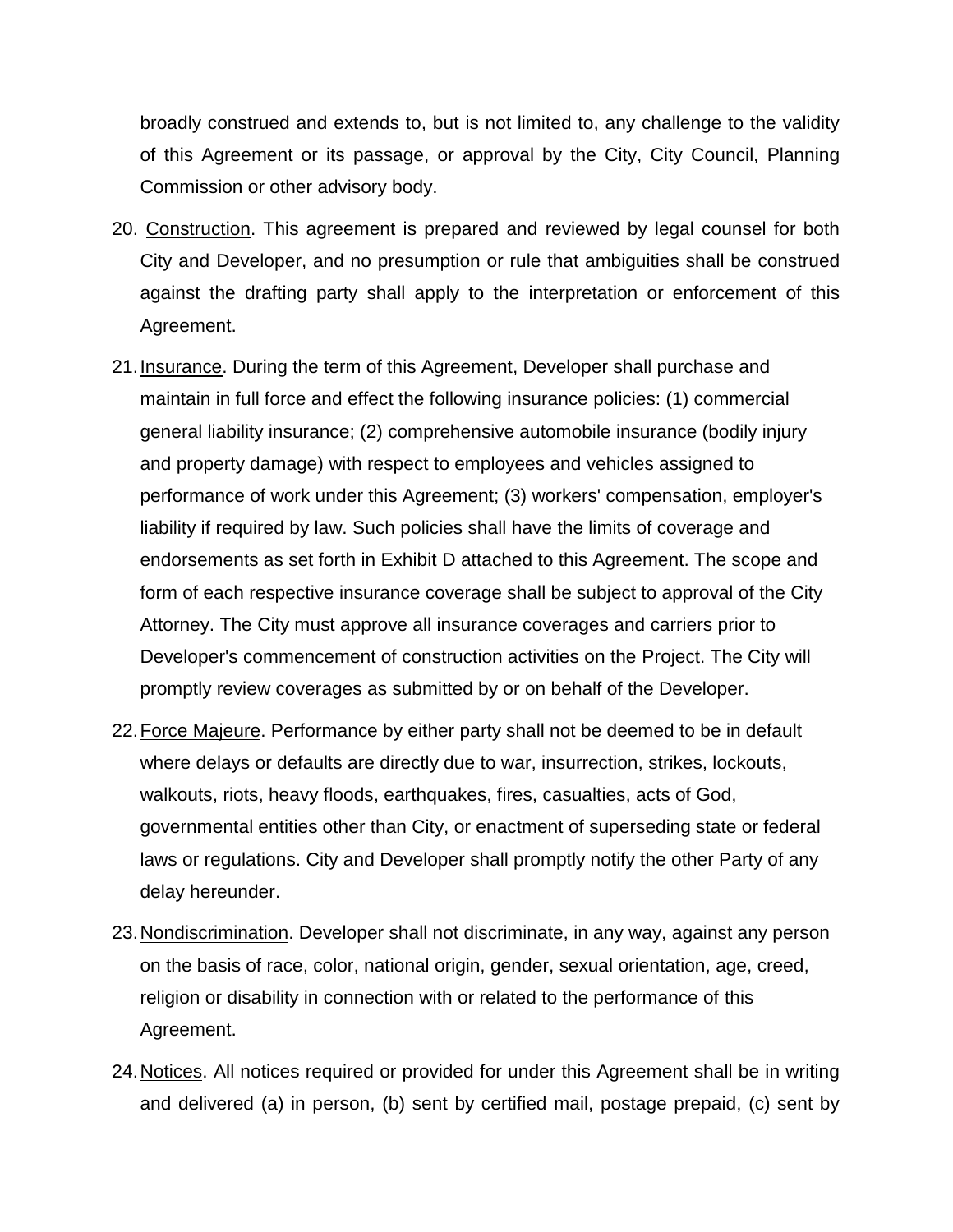broadly construed and extends to, but is not limited to, any challenge to the validity of this Agreement or its passage, or approval by the City, City Council, Planning Commission or other advisory body.

20. Construction. This agreement is prepared and reviewed by legal counsel for both City and Developer, and no presumption or rule that ambiguities shall be construed against the drafting party shall apply to the interpretation or enforcement of this Agreement.

21. Insurance. During the term of this Agreement, Developer shall purchase and maintain in full force and effect the following insurance policies: (1) commercial general liability insurance; (2) comprehensive automobile insurance (bodily injury and property damage) with respect to employees and vehicles assigned to performance of work under this Agreement; (3) workers' compensation, employer's liability if required by law. Such policies shall have the limits of coverage and endorsements as set forth in Exhibit D attached to this Agreement. The scope and form of each respective insurance coverage shall be subject to approval of the City Attorney. The City must approve all insurance coverages and carriers prior to Developer's commencement of construction activities on the Project. The City will promptly review coverages as submitted by or on behalf of the Developer.

22. Force Majeure. Performance by either party shall not be deemed to be in default where delays or defaults are directly due to war, insurrection, strikes, lockouts, walkouts, riots, heavy floods, earthquakes, fires, casualties, acts of God, governmental entities other than City, or enactment of superseding state or federal laws or regulations. City and Developer shall promptly notify the other Party of any delay hereunder.

23. Nondiscrimination. Developer shall not discriminate, in any way, against any person on the basis of race, color, national origin, gender, sexual orientation, age, creed, religion or disability in connection with or related to the performance of this Agreement.

24. Notices. All notices required or provided for under this Agreement shall be in writing and delivered (a) in person, (b) sent by certified mail, postage prepaid, (c) sent by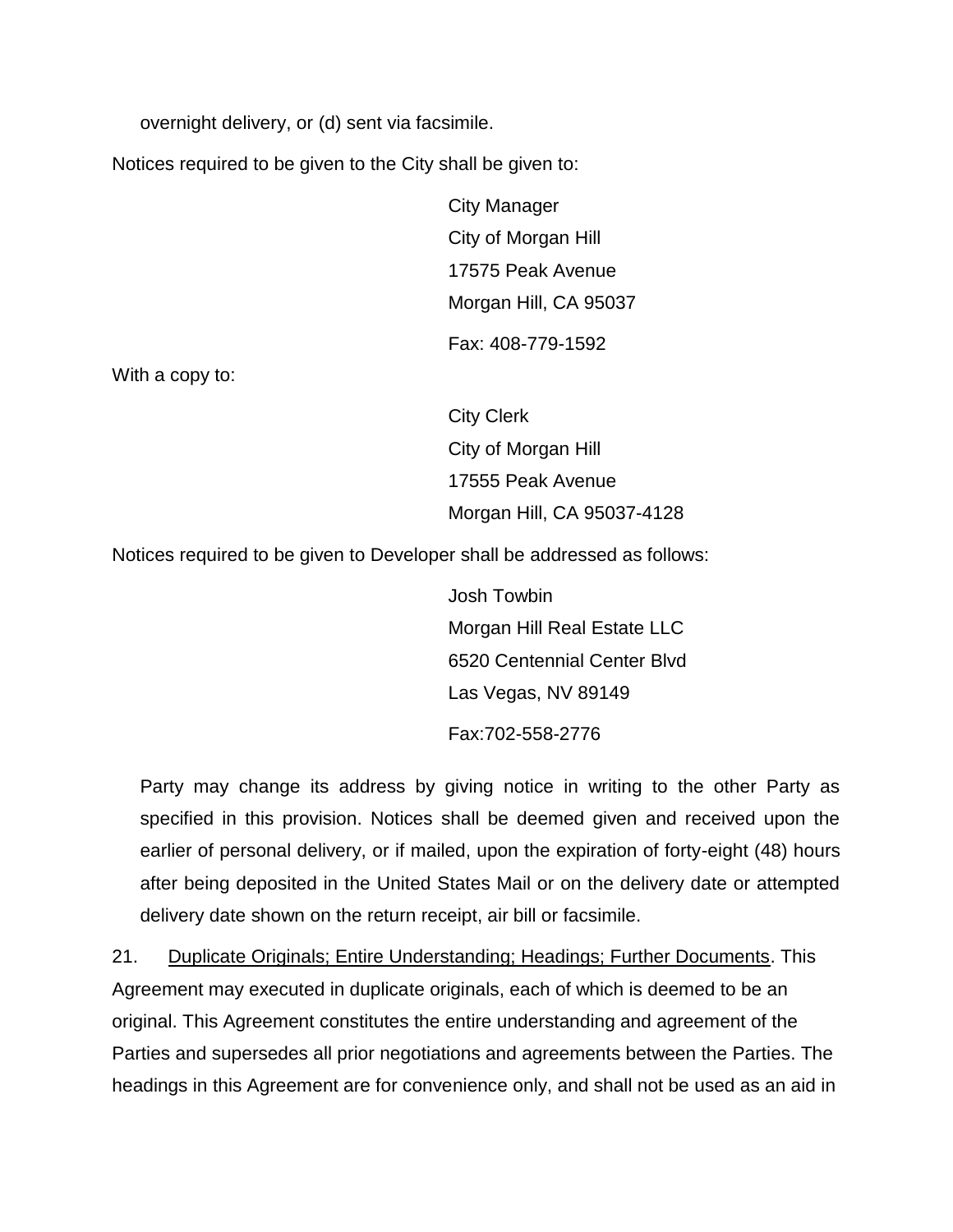overnight delivery, or (d) sent via facsimile.

Notices required to be given to the City shall be given to:

City Manager
City of Morgan Hill
17575 Peak Avenue
Morgan Hill, CA 95037

Fax: 408-779-1592

With a copy to:

City Clerk
City of Morgan Hill
17555 Peak Avenue
Morgan Hill, CA 95037-4128

Notices required to be given to Developer shall be addressed as follows:

Josh Towbin
Morgan Hill Real Estate LLC
6520 Centennial Center Blvd
Las Vegas, NV 89149

Fax:702-558-2776

Party may change its address by giving notice in writing to the other Party as specified in this provision. Notices shall be deemed given and received upon the earlier of personal delivery, or if mailed, upon the expiration of forty-eight (48) hours after being deposited in the United States Mail or on the delivery date or attempted delivery date shown on the return receipt, air bill or facsimile.

21. Duplicate Originals; Entire Understanding; Headings; Further Documents. This Agreement may executed in duplicate originals, each of which is deemed to be an original. This Agreement constitutes the entire understanding and agreement of the Parties and supersedes all prior negotiations and agreements between the Parties. The headings in this Agreement are for convenience only, and shall not be used as an aid in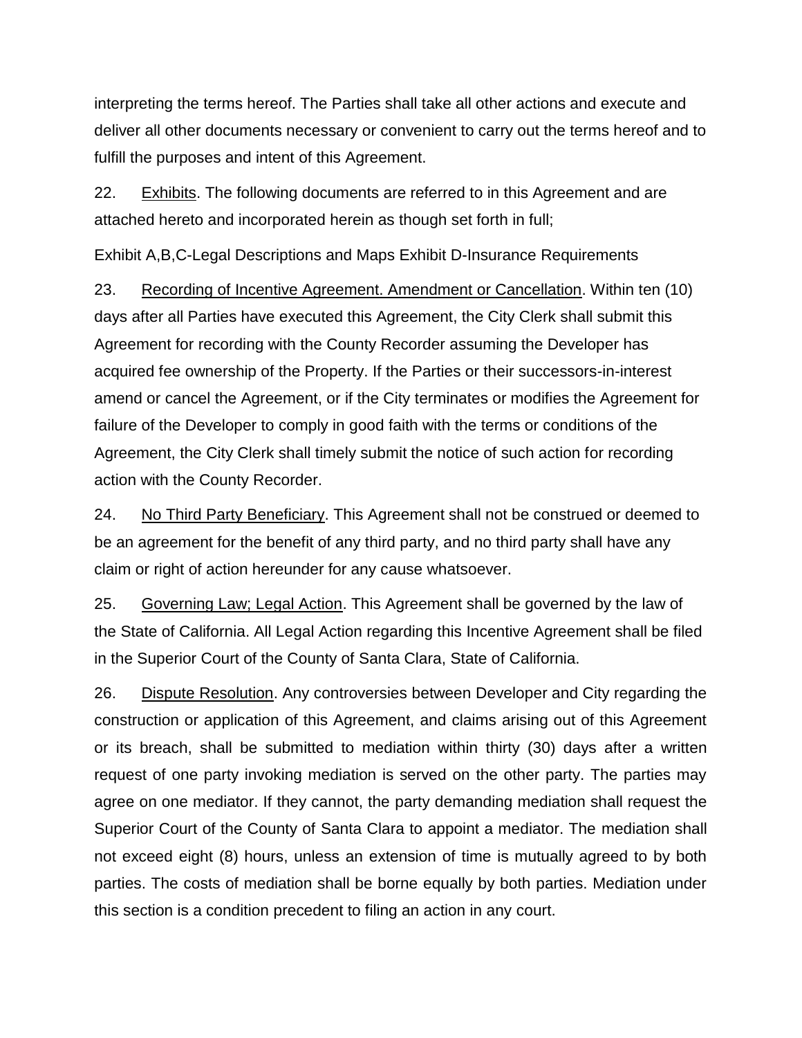interpreting the terms hereof. The Parties shall take all other actions and execute and deliver all other documents necessary or convenient to carry out the terms hereof and to fulfill the purposes and intent of this Agreement.

22. Exhibits. The following documents are referred to in this Agreement and are attached hereto and incorporated herein as though set forth in full;

Exhibit A,B,C-Legal Descriptions and Maps Exhibit D-Insurance Requirements

23. Recording of Incentive Agreement. Amendment or Cancellation. Within ten (10) days after all Parties have executed this Agreement, the City Clerk shall submit this Agreement for recording with the County Recorder assuming the Developer has acquired fee ownership of the Property. If the Parties or their successors-in-interest amend or cancel the Agreement, or if the City terminates or modifies the Agreement for failure of the Developer to comply in good faith with the terms or conditions of the Agreement, the City Clerk shall timely submit the notice of such action for recording action with the County Recorder.

24. No Third Party Beneficiary. This Agreement shall not be construed or deemed to be an agreement for the benefit of any third party, and no third party shall have any claim or right of action hereunder for any cause whatsoever.

25. Governing Law; Legal Action. This Agreement shall be governed by the law of the State of California. All Legal Action regarding this Incentive Agreement shall be filed in the Superior Court of the County of Santa Clara, State of California.

26. Dispute Resolution. Any controversies between Developer and City regarding the construction or application of this Agreement, and claims arising out of this Agreement or its breach, shall be submitted to mediation within thirty (30) days after a written request of one party invoking mediation is served on the other party. The parties may agree on one mediator. If they cannot, the party demanding mediation shall request the Superior Court of the County of Santa Clara to appoint a mediator. The mediation shall not exceed eight (8) hours, unless an extension of time is mutually agreed to by both parties. The costs of mediation shall be borne equally by both parties. Mediation under this section is a condition precedent to filing an action in any court.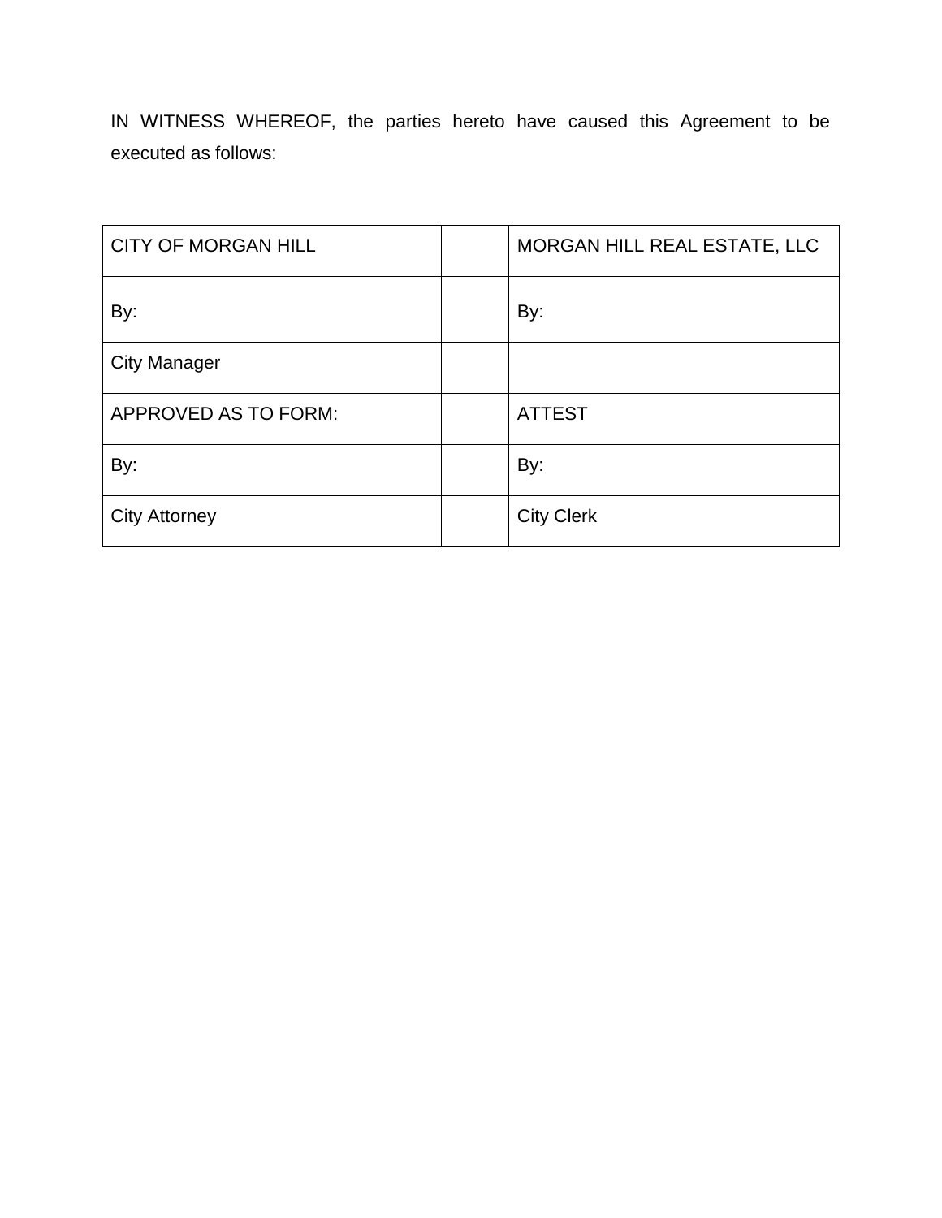IN WITNESS WHEREOF, the parties hereto have caused this Agreement to be executed as follows:

| | | |
|---|---|---|
| CITY OF MORGAN HILL | | MORGAN HILL REAL ESTATE, LLC |
| By: | | By: |
| City Manager | | |
| APPROVED AS TO FORM: | | ATTEST |
| By: | | By: |
| City Attorney | | City Clerk |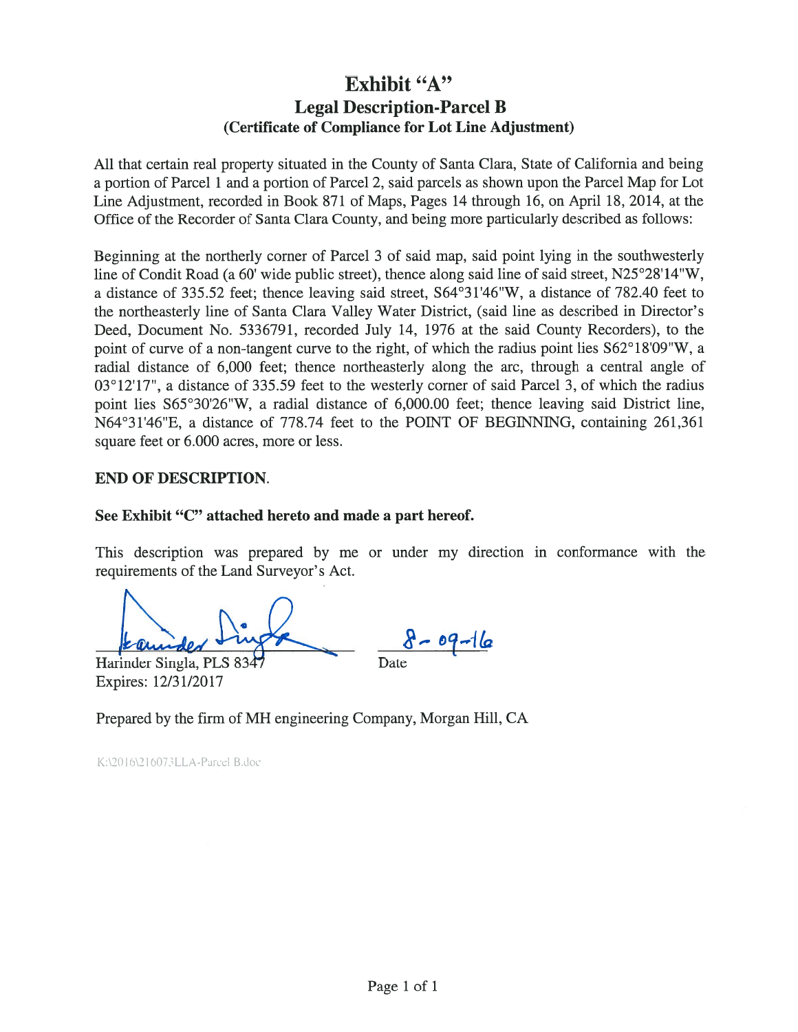# Exhibit "A"
## Legal Description-Parcel B
### (Certificate of Compliance for Lot Line Adjustment)

All that certain real property situated in the County of Santa Clara, State of California and being a portion of Parcel 1 and a portion of Parcel 2, said parcels as shown upon the Parcel Map for Lot Line Adjustment, recorded in Book 871 of Maps, Pages 14 through 16, on April 18, 2014, at the Office of the Recorder of Santa Clara County, and being more particularly described as follows:

Beginning at the northerly corner of Parcel 3 of said map, said point lying in the southwesterly line of Condit Road (a 60' wide public street), thence along said line of said street, N25°28'14"W, a distance of 335.52 feet; thence leaving said street, S64°31'46"W, a distance of 782.40 feet to the northeasterly line of Santa Clara Valley Water District, (said line as described in Director's Deed, Document No. 5336791, recorded July 14, 1976 at the said County Recorders), to the point of curve of a non-tangent curve to the right, of which the radius point lies S62°18'09"W, a radial distance of 6,000 feet; thence northeasterly along the arc, through a central angle of 03°12'17", a distance of 335.59 feet to the westerly corner of said Parcel 3, of which the radius point lies S65°30'26"W, a radial distance of 6,000.00 feet; thence leaving said District line, N64°31'46"E, a distance of 778.74 feet to the POINT OF BEGINNING, containing 261,361 square feet or 6.000 acres, more or less.

**END OF DESCRIPTION.**

**See Exhibit "C" attached hereto and made a part hereof.**

This description was prepared by me or under my direction in conformance with the requirements of the Land Surveyor's Act.

Harinder Singla, PLS 8347 — Date: 8-09-16
Expires: 12/31/2017

Prepared by the firm of MH engineering Company, Morgan Hill, CA

K:\2016\216073LLA-Parcel B.doc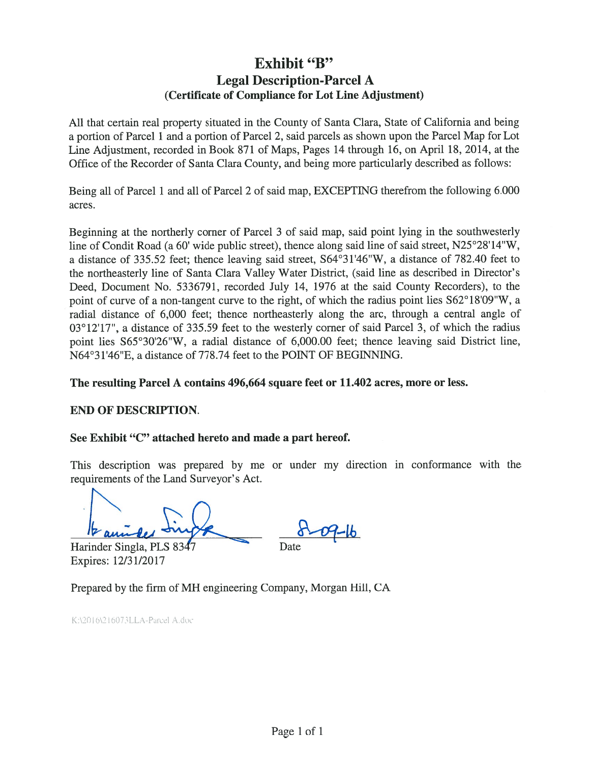# Exhibit "B"

## Legal Description-Parcel A

### (Certificate of Compliance for Lot Line Adjustment)

All that certain real property situated in the County of Santa Clara, State of California and being a portion of Parcel 1 and a portion of Parcel 2, said parcels as shown upon the Parcel Map for Lot Line Adjustment, recorded in Book 871 of Maps, Pages 14 through 16, on April 18, 2014, at the Office of the Recorder of Santa Clara County, and being more particularly described as follows:

Being all of Parcel 1 and all of Parcel 2 of said map, EXCEPTING therefrom the following 6.000 acres.

Beginning at the northerly corner of Parcel 3 of said map, said point lying in the southwesterly line of Condit Road (a 60' wide public street), thence along said line of said street, N25°28'14"W, a distance of 335.52 feet; thence leaving said street, S64°31'46"W, a distance of 782.40 feet to the northeasterly line of Santa Clara Valley Water District, (said line as described in Director's Deed, Document No. 5336791, recorded July 14, 1976 at the said County Recorders), to the point of curve of a non-tangent curve to the right, of which the radius point lies S62°18'09"W, a radial distance of 6,000 feet; thence northeasterly along the arc, through a central angle of 03°12'17", a distance of 335.59 feet to the westerly corner of said Parcel 3, of which the radius point lies S65°30'26"W, a radial distance of 6,000.00 feet; thence leaving said District line, N64°31'46"E, a distance of 778.74 feet to the POINT OF BEGINNING.

**The resulting Parcel A contains 496,664 square feet or 11.402 acres, more or less.**

**END OF DESCRIPTION.**

**See Exhibit "C" attached hereto and made a part hereof.**

This description was prepared by me or under my direction in conformance with the requirements of the Land Surveyor's Act.

Harinder Singla, PLS 8347
Expires: 12/31/2017

Date: 8-09-16

Prepared by the firm of MH engineering Company, Morgan Hill, CA

K:\2016\216073LLA-Parcel A.doc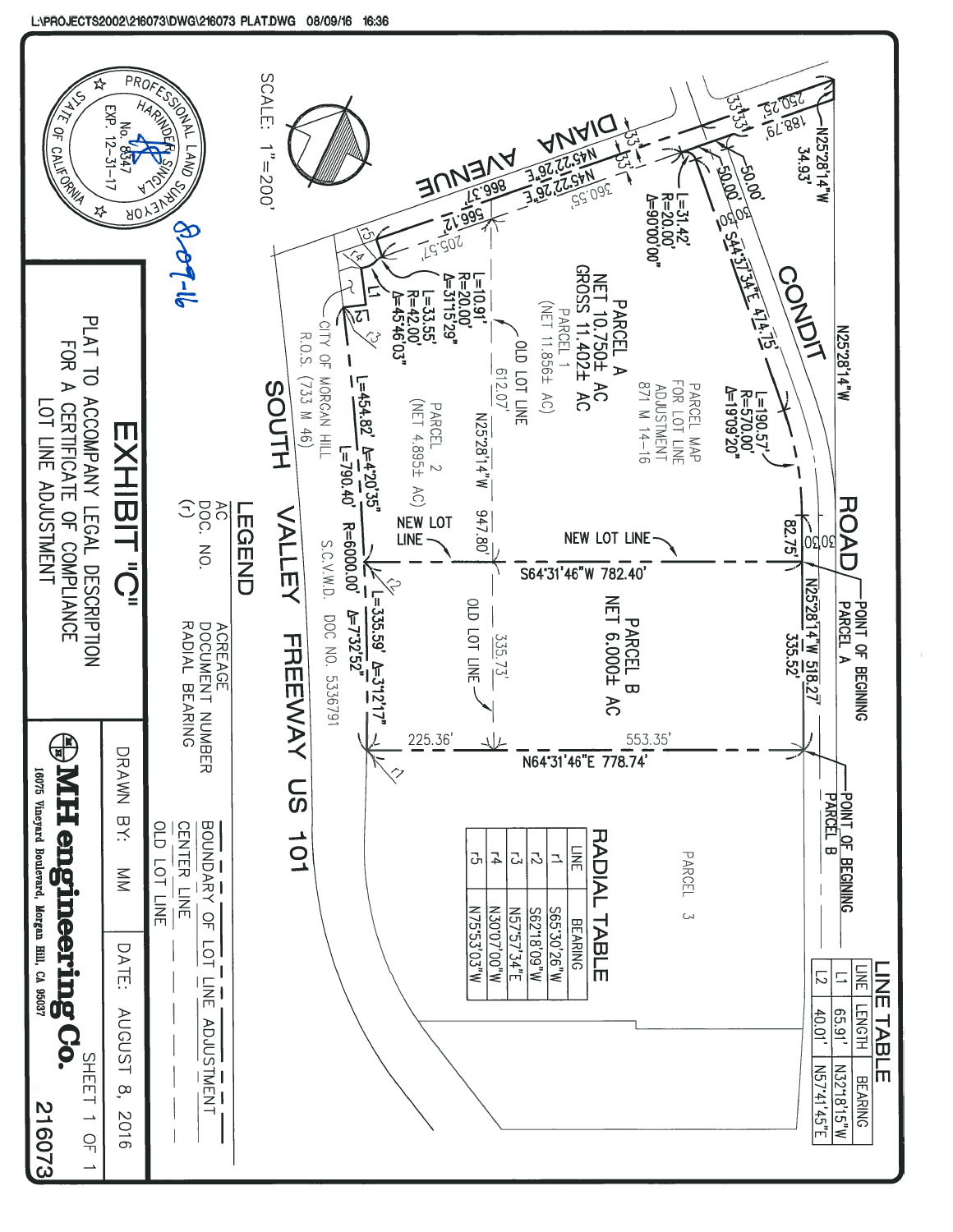L:\PROJECTS2002\216073\DWG\216073 PLAT.DWG 08/09/16 16:36

# EXHIBIT "C"

PLAT TO ACCOMPANY LEGAL DESCRIPTION FOR A CERTIFICATE OF COMPLIANCE LOT LINE ADJUSTMENT

SCALE: 1"=200'

PROFESSIONAL LAND SURVEYOR
HARINDER SINGLA
No. 8347
EXP. 12-31-17
STATE OF CALIFORNIA

8-09-16

DIANA AVENUE

CONDIT ROAD

SOUTH VALLEY FREEWAY US 101

PARCEL A
NET 10.750± AC
GROSS 11.402± AC

PARCEL 1
(NET 11.856± AC)

PARCEL MAP
FOR LOT LINE
ADJUSTMENT
871 M 14-16

PARCEL 2
(NET 4.895± AC)

PARCEL B
NET 6.000± AC

PARCEL 3

CITY OF MORGAN HILL
R.O.S. (733 M 46)

S.C.V.W.D. DOC NO. 5336791

POINT OF BEGINNING PARCEL A

POINT OF BEGINNING PARCEL B

NEW LOT LINE

OLD LOT LINE

N25°28'14"W 34.93'
250.25'
188.79'
33' 33'
50.00' 50.00'
30' 30'
L=31.42'
R=20.00'
Δ=90°00'00"
S44°37'34"E 474.75'
L=190.57'
R=570.00'
Δ=19°09'20"
N25°28'14"W
82.75'
N25°28'14"W 518.27'
335.52'
N45°22'26"E 866.37'
N45°22'26"E 566.12'
360.55'
205.57'
L=10.91'
R=20.00'
Δ=31°15'29"
L=33.55'
R=42.00'
Δ=45°46'03"
612.07'
N25°28'14"W 947.80'
S64°31'46"W 782.40'
335.73'
225.36'
553.35'
N64°31'46"E 778.74'
L=454.82' Δ=4°20'35"
L=790.40' R=6000.00' Δ=7°32'52"
L=335.59' Δ=3°12'17"
r1 r2 r3 r4 r5 L1 L2

## LINE TABLE

| LINE | LENGTH | BEARING |
|---|---|---|
| L1 | 65.91' | N32°18'15"W |
| L2 | 40.01' | N57°41'45"E |

## RADIAL TABLE

| LINE | BEARING |
|---|---|
| r1 | S65°30'26"W |
| r2 | S62°18'09"W |
| r3 | N57°57'34"E |
| r4 | N30°07'00"W |
| r5 | N75°53'03"W |

## LEGEND

AC — ACREAGE
DOC. NO. — DOCUMENT NUMBER
(r) — RADIAL BEARING

BOUNDARY OF LOT LINE ADJUSTMENT
CENTER LINE
OLD LOT LINE

DRAWN BY: MM
DATE: AUGUST 8, 2016
SHEET 1 OF 1

MH engineering Co.
16075 Vineyard Boulevard, Morgan Hill, CA 95037

216073